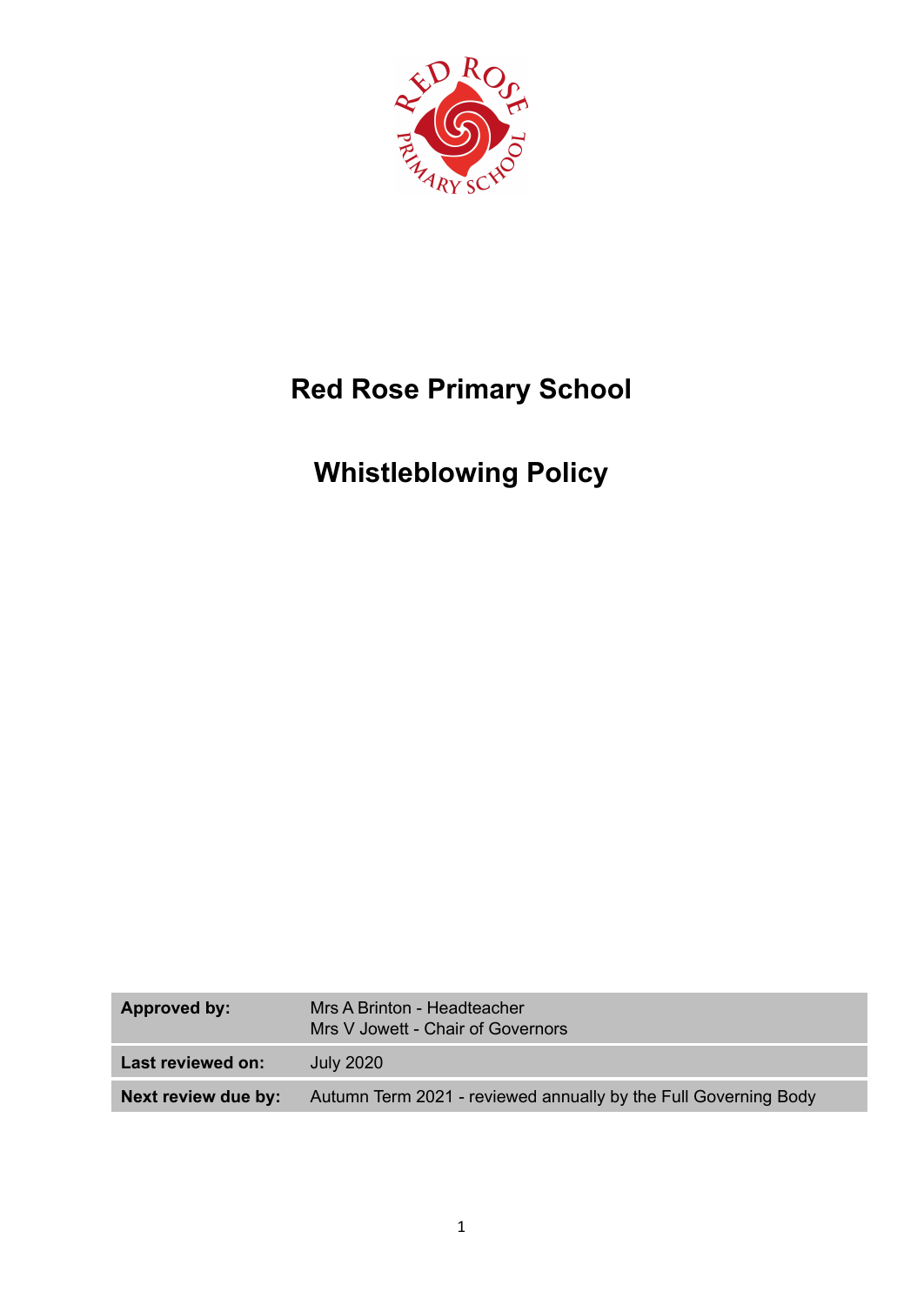# Red Rose Primary School

# Whistleblowing Policy

| **Approved by:** | Mrs A Brinton - Headteacher<br>Mrs V Jowett - Chair of Governors |
|---|---|
| **Last reviewed on:** | July 2020 |
| **Next review due by:** | Autumn Term 2021 - reviewed annually by the Full Governing Body |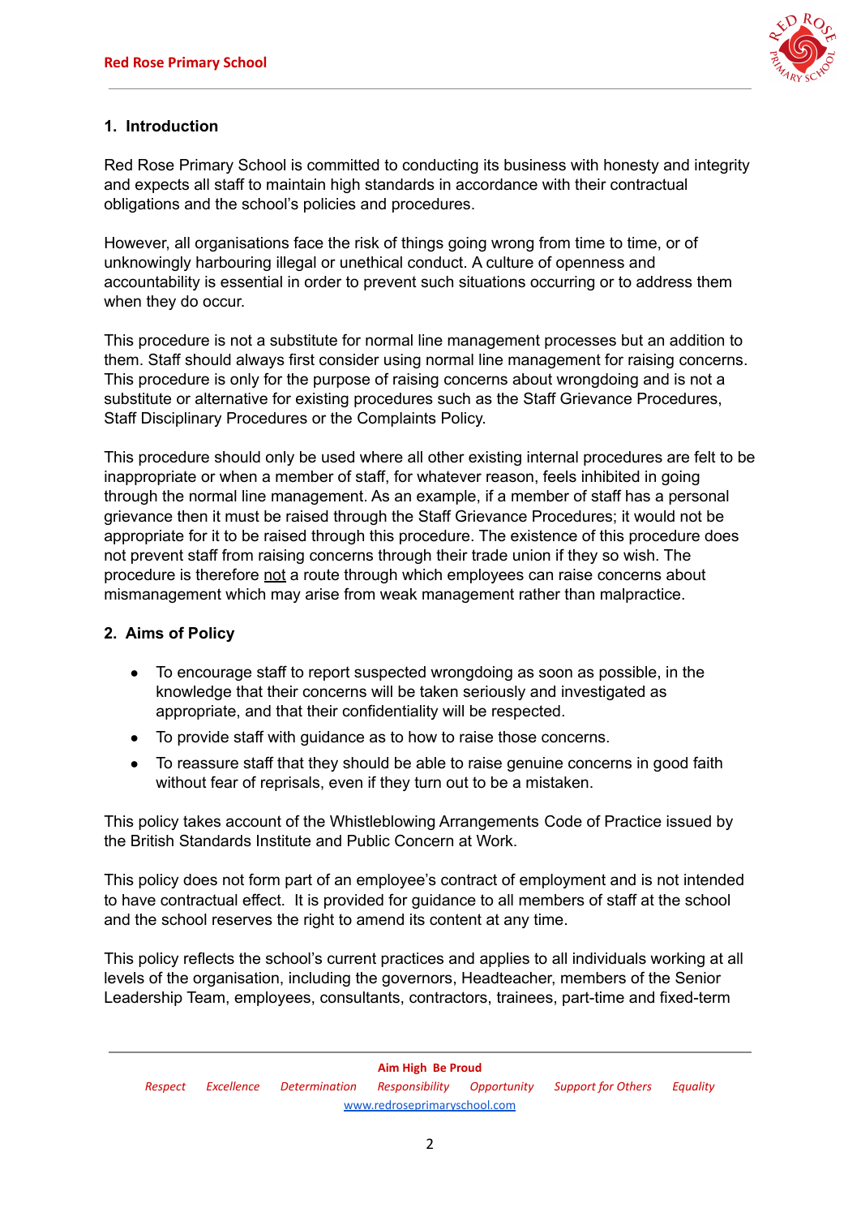## 1. Introduction

Red Rose Primary School is committed to conducting its business with honesty and integrity and expects all staff to maintain high standards in accordance with their contractual obligations and the school's policies and procedures.

However, all organisations face the risk of things going wrong from time to time, or of unknowingly harbouring illegal or unethical conduct. A culture of openness and accountability is essential in order to prevent such situations occurring or to address them when they do occur.

This procedure is not a substitute for normal line management processes but an addition to them. Staff should always first consider using normal line management for raising concerns. This procedure is only for the purpose of raising concerns about wrongdoing and is not a substitute or alternative for existing procedures such as the Staff Grievance Procedures, Staff Disciplinary Procedures or the Complaints Policy.

This procedure should only be used where all other existing internal procedures are felt to be inappropriate or when a member of staff, for whatever reason, feels inhibited in going through the normal line management. As an example, if a member of staff has a personal grievance then it must be raised through the Staff Grievance Procedures; it would not be appropriate for it to be raised through this procedure. The existence of this procedure does not prevent staff from raising concerns through their trade union if they so wish. The procedure is therefore not a route through which employees can raise concerns about mismanagement which may arise from weak management rather than malpractice.

## 2. Aims of Policy

- To encourage staff to report suspected wrongdoing as soon as possible, in the knowledge that their concerns will be taken seriously and investigated as appropriate, and that their confidentiality will be respected.
- To provide staff with guidance as to how to raise those concerns.
- To reassure staff that they should be able to raise genuine concerns in good faith without fear of reprisals, even if they turn out to be a mistaken.

This policy takes account of the Whistleblowing Arrangements Code of Practice issued by the British Standards Institute and Public Concern at Work.

This policy does not form part of an employee's contract of employment and is not intended to have contractual effect. It is provided for guidance to all members of staff at the school and the school reserves the right to amend its content at any time.

This policy reflects the school's current practices and applies to all individuals working at all levels of the organisation, including the governors, Headteacher, members of the Senior Leadership Team, employees, consultants, contractors, trainees, part-time and fixed-term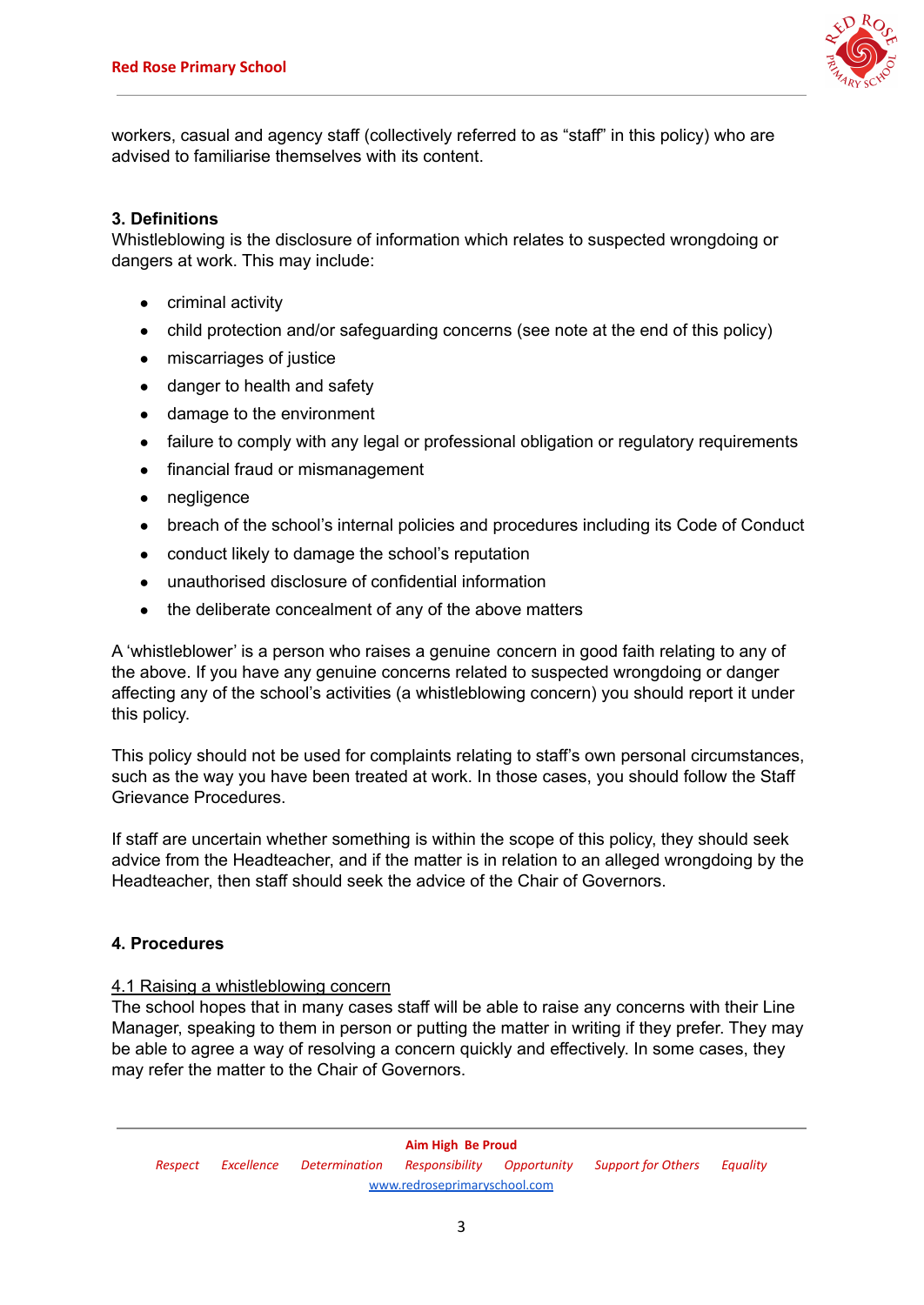workers, casual and agency staff (collectively referred to as “staff” in this policy) who are advised to familiarise themselves with its content.

## 3. Definitions

Whistleblowing is the disclosure of information which relates to suspected wrongdoing or dangers at work. This may include:

- criminal activity
- child protection and/or safeguarding concerns (see note at the end of this policy)
- miscarriages of justice
- danger to health and safety
- damage to the environment
- failure to comply with any legal or professional obligation or regulatory requirements
- financial fraud or mismanagement
- negligence
- breach of the school’s internal policies and procedures including its Code of Conduct
- conduct likely to damage the school’s reputation
- unauthorised disclosure of confidential information
- the deliberate concealment of any of the above matters

A ‘whistleblower’ is a person who raises a genuine concern in good faith relating to any of the above. If you have any genuine concerns related to suspected wrongdoing or danger affecting any of the school’s activities (a whistleblowing concern) you should report it under this policy.

This policy should not be used for complaints relating to staff’s own personal circumstances, such as the way you have been treated at work. In those cases, you should follow the Staff Grievance Procedures.

If staff are uncertain whether something is within the scope of this policy, they should seek advice from the Headteacher, and if the matter is in relation to an alleged wrongdoing by the Headteacher, then staff should seek the advice of the Chair of Governors.

## 4. Procedures

### 4.1 Raising a whistleblowing concern

The school hopes that in many cases staff will be able to raise any concerns with their Line Manager, speaking to them in person or putting the matter in writing if they prefer. They may be able to agree a way of resolving a concern quickly and effectively. In some cases, they may refer the matter to the Chair of Governors.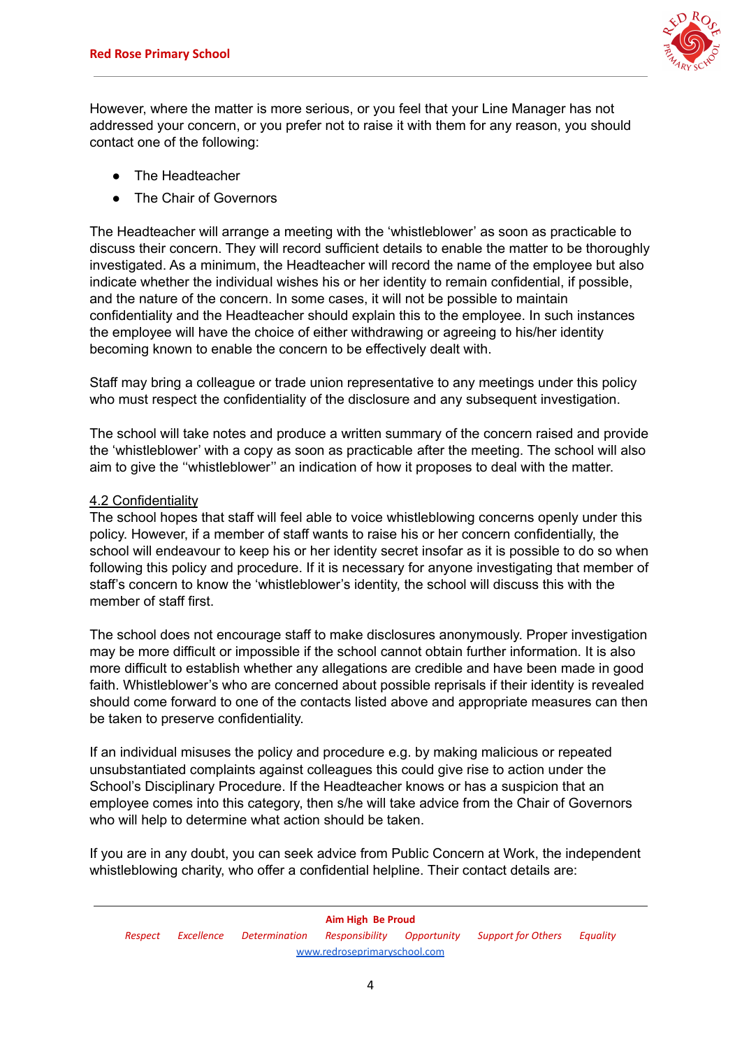However, where the matter is more serious, or you feel that your Line Manager has not addressed your concern, or you prefer not to raise it with them for any reason, you should contact one of the following:

- The Headteacher
- The Chair of Governors

The Headteacher will arrange a meeting with the 'whistleblower' as soon as practicable to discuss their concern. They will record sufficient details to enable the matter to be thoroughly investigated. As a minimum, the Headteacher will record the name of the employee but also indicate whether the individual wishes his or her identity to remain confidential, if possible, and the nature of the concern. In some cases, it will not be possible to maintain confidentiality and the Headteacher should explain this to the employee. In such instances the employee will have the choice of either withdrawing or agreeing to his/her identity becoming known to enable the concern to be effectively dealt with.

Staff may bring a colleague or trade union representative to any meetings under this policy who must respect the confidentiality of the disclosure and any subsequent investigation.

The school will take notes and produce a written summary of the concern raised and provide the 'whistleblower' with a copy as soon as practicable after the meeting. The school will also aim to give the ''whistleblower'' an indication of how it proposes to deal with the matter.

<u>4.2 Confidentiality</u>

The school hopes that staff will feel able to voice whistleblowing concerns openly under this policy. However, if a member of staff wants to raise his or her concern confidentially, the school will endeavour to keep his or her identity secret insofar as it is possible to do so when following this policy and procedure. If it is necessary for anyone investigating that member of staff's concern to know the 'whistleblower's identity, the school will discuss this with the member of staff first.

The school does not encourage staff to make disclosures anonymously. Proper investigation may be more difficult or impossible if the school cannot obtain further information. It is also more difficult to establish whether any allegations are credible and have been made in good faith. Whistleblower's who are concerned about possible reprisals if their identity is revealed should come forward to one of the contacts listed above and appropriate measures can then be taken to preserve confidentiality.

If an individual misuses the policy and procedure e.g. by making malicious or repeated unsubstantiated complaints against colleagues this could give rise to action under the School's Disciplinary Procedure. If the Headteacher knows or has a suspicion that an employee comes into this category, then s/he will take advice from the Chair of Governors who will help to determine what action should be taken.

If you are in any doubt, you can seek advice from Public Concern at Work, the independent whistleblowing charity, who offer a confidential helpline. Their contact details are: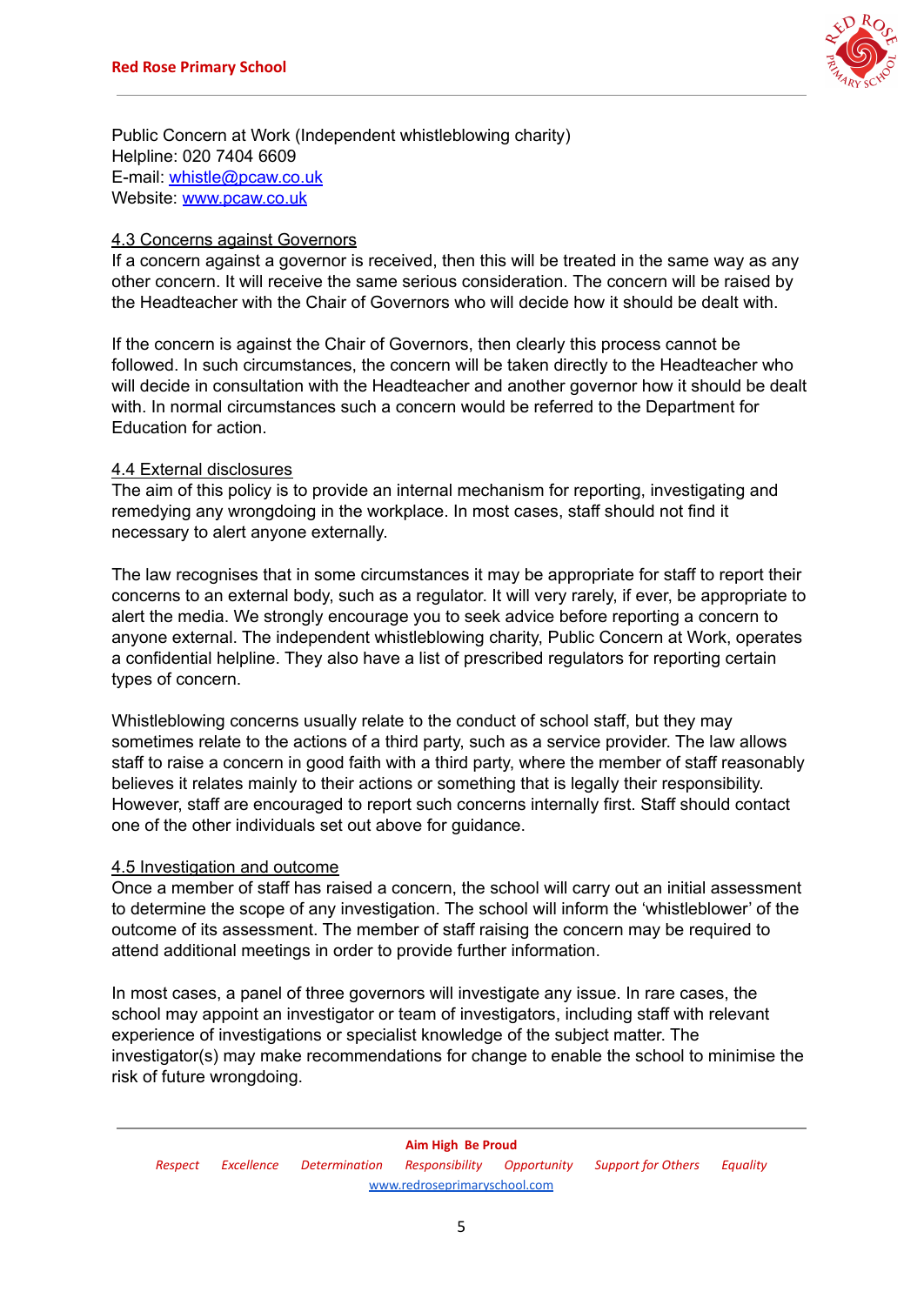Public Concern at Work (Independent whistleblowing charity)
Helpline: 020 7404 6609
E-mail: [whistle@pcaw.co.uk](mailto:whistle@pcaw.co.uk)
Website: [www.pcaw.co.uk](http://www.pcaw.co.uk)

### 4.3 Concerns against Governors

If a concern against a governor is received, then this will be treated in the same way as any other concern. It will receive the same serious consideration. The concern will be raised by the Headteacher with the Chair of Governors who will decide how it should be dealt with.

If the concern is against the Chair of Governors, then clearly this process cannot be followed. In such circumstances, the concern will be taken directly to the Headteacher who will decide in consultation with the Headteacher and another governor how it should be dealt with. In normal circumstances such a concern would be referred to the Department for Education for action.

### 4.4 External disclosures

The aim of this policy is to provide an internal mechanism for reporting, investigating and remedying any wrongdoing in the workplace. In most cases, staff should not find it necessary to alert anyone externally.

The law recognises that in some circumstances it may be appropriate for staff to report their concerns to an external body, such as a regulator. It will very rarely, if ever, be appropriate to alert the media. We strongly encourage you to seek advice before reporting a concern to anyone external. The independent whistleblowing charity, Public Concern at Work, operates a confidential helpline. They also have a list of prescribed regulators for reporting certain types of concern.

Whistleblowing concerns usually relate to the conduct of school staff, but they may sometimes relate to the actions of a third party, such as a service provider. The law allows staff to raise a concern in good faith with a third party, where the member of staff reasonably believes it relates mainly to their actions or something that is legally their responsibility. However, staff are encouraged to report such concerns internally first. Staff should contact one of the other individuals set out above for guidance.

### 4.5 Investigation and outcome

Once a member of staff has raised a concern, the school will carry out an initial assessment to determine the scope of any investigation. The school will inform the 'whistleblower' of the outcome of its assessment. The member of staff raising the concern may be required to attend additional meetings in order to provide further information.

In most cases, a panel of three governors will investigate any issue. In rare cases, the school may appoint an investigator or team of investigators, including staff with relevant experience of investigations or specialist knowledge of the subject matter. The investigator(s) may make recommendations for change to enable the school to minimise the risk of future wrongdoing.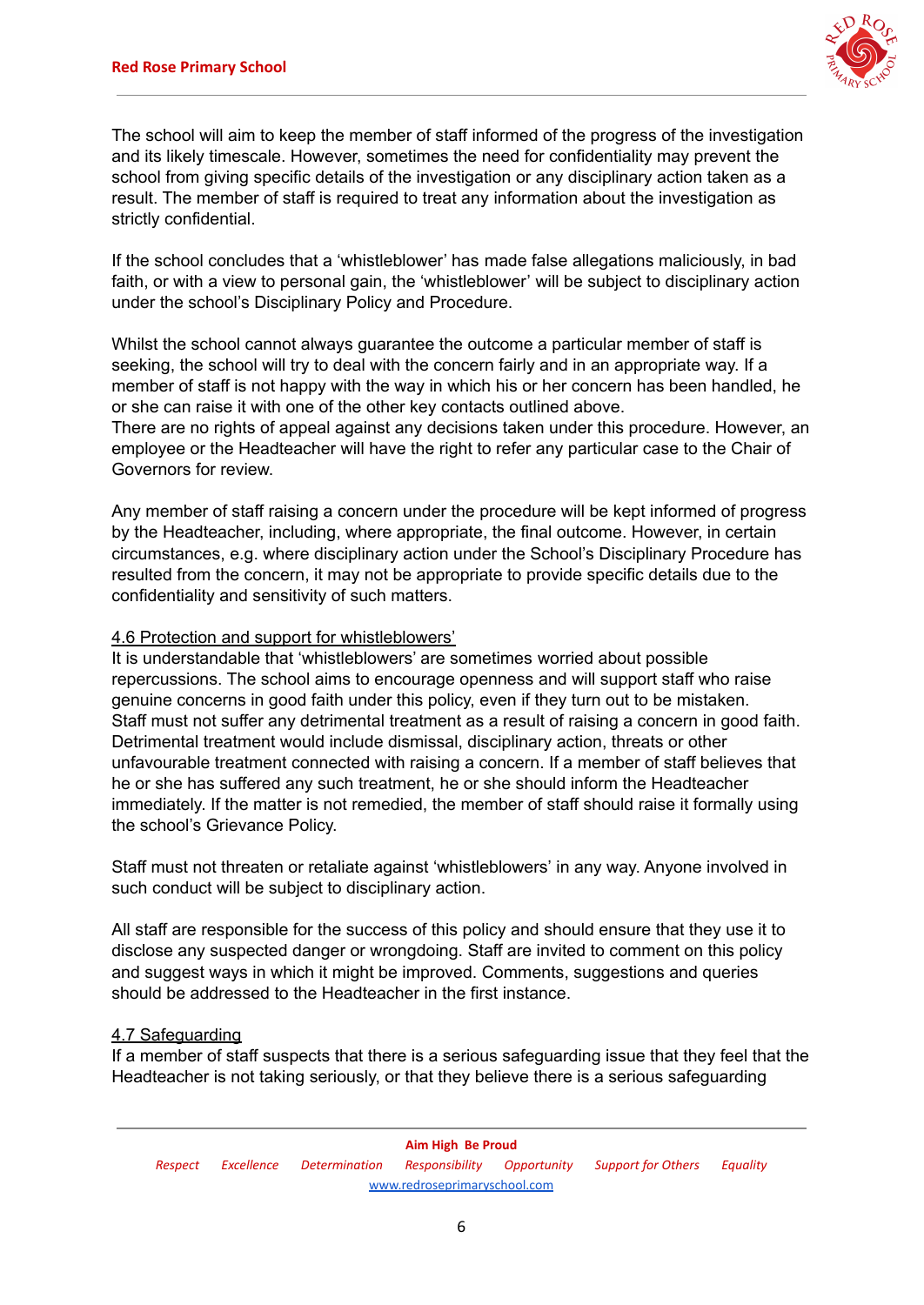The school will aim to keep the member of staff informed of the progress of the investigation and its likely timescale. However, sometimes the need for confidentiality may prevent the school from giving specific details of the investigation or any disciplinary action taken as a result. The member of staff is required to treat any information about the investigation as strictly confidential.

If the school concludes that a 'whistleblower' has made false allegations maliciously, in bad faith, or with a view to personal gain, the 'whistleblower' will be subject to disciplinary action under the school's Disciplinary Policy and Procedure.

Whilst the school cannot always guarantee the outcome a particular member of staff is seeking, the school will try to deal with the concern fairly and in an appropriate way. If a member of staff is not happy with the way in which his or her concern has been handled, he or she can raise it with one of the other key contacts outlined above.
There are no rights of appeal against any decisions taken under this procedure. However, an employee or the Headteacher will have the right to refer any particular case to the Chair of Governors for review.

Any member of staff raising a concern under the procedure will be kept informed of progress by the Headteacher, including, where appropriate, the final outcome. However, in certain circumstances, e.g. where disciplinary action under the School's Disciplinary Procedure has resulted from the concern, it may not be appropriate to provide specific details due to the confidentiality and sensitivity of such matters.

4.6 Protection and support for whistleblowers'

It is understandable that 'whistleblowers' are sometimes worried about possible repercussions. The school aims to encourage openness and will support staff who raise genuine concerns in good faith under this policy, even if they turn out to be mistaken.
Staff must not suffer any detrimental treatment as a result of raising a concern in good faith. Detrimental treatment would include dismissal, disciplinary action, threats or other unfavourable treatment connected with raising a concern. If a member of staff believes that he or she has suffered any such treatment, he or she should inform the Headteacher immediately. If the matter is not remedied, the member of staff should raise it formally using the school's Grievance Policy.

Staff must not threaten or retaliate against 'whistleblowers' in any way. Anyone involved in such conduct will be subject to disciplinary action.

All staff are responsible for the success of this policy and should ensure that they use it to disclose any suspected danger or wrongdoing. Staff are invited to comment on this policy and suggest ways in which it might be improved. Comments, suggestions and queries should be addressed to the Headteacher in the first instance.

4.7 Safeguarding

If a member of staff suspects that there is a serious safeguarding issue that they feel that the Headteacher is not taking seriously, or that they believe there is a serious safeguarding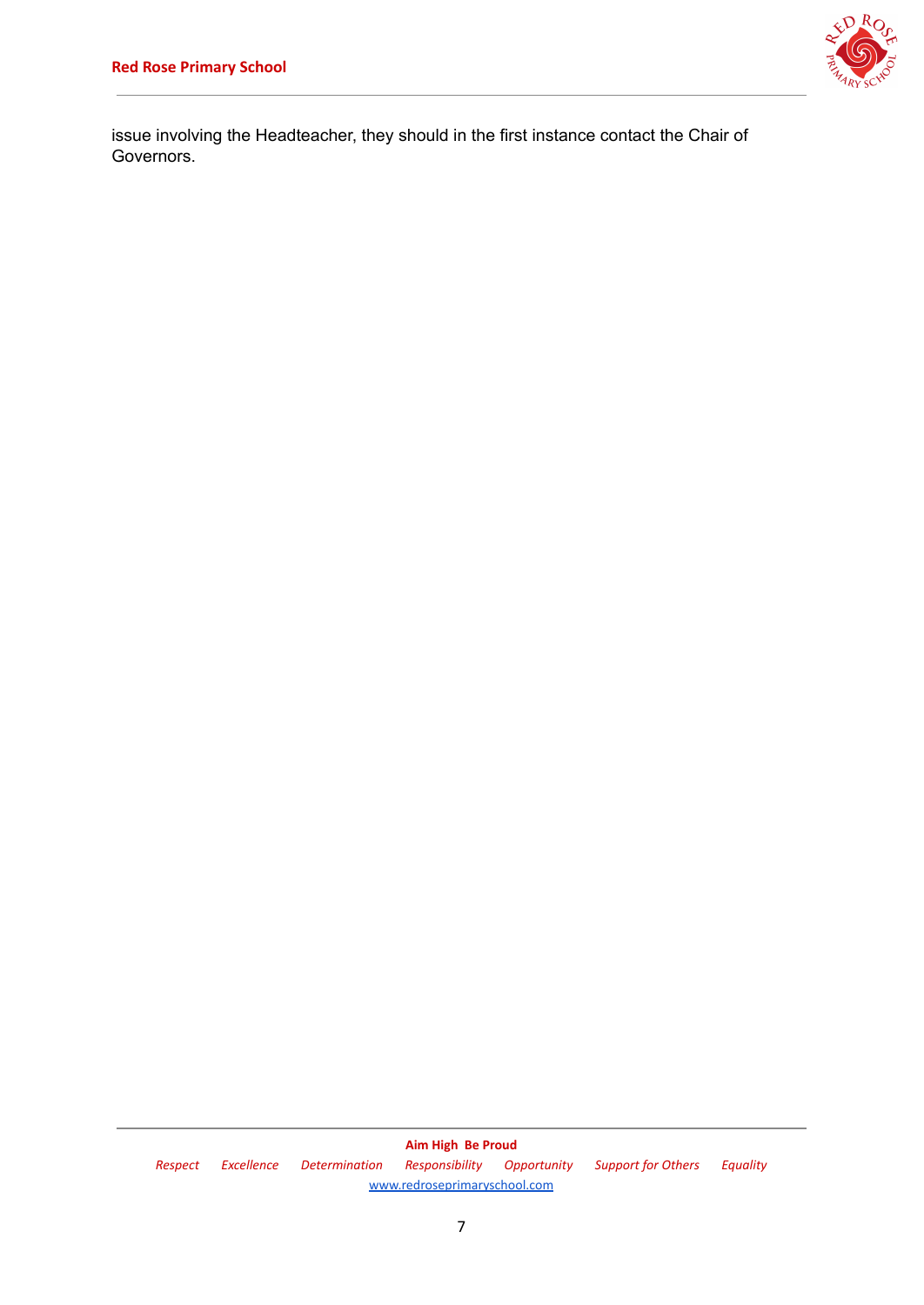issue involving the Headteacher, they should in the first instance contact the Chair of Governors.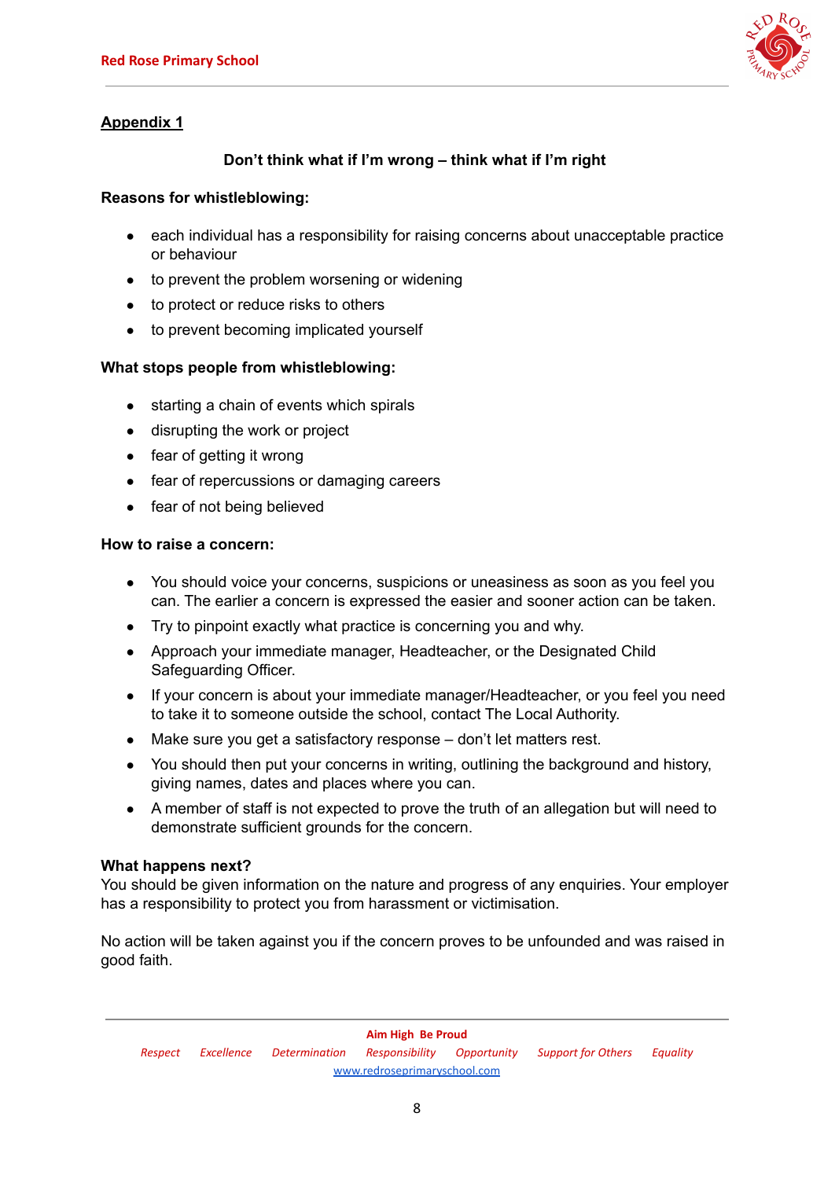## Appendix 1

**Don't think what if I'm wrong – think what if I'm right**

**Reasons for whistleblowing:**

- each individual has a responsibility for raising concerns about unacceptable practice or behaviour
- to prevent the problem worsening or widening
- to protect or reduce risks to others
- to prevent becoming implicated yourself

**What stops people from whistleblowing:**

- starting a chain of events which spirals
- disrupting the work or project
- fear of getting it wrong
- fear of repercussions or damaging careers
- fear of not being believed

**How to raise a concern:**

- You should voice your concerns, suspicions or uneasiness as soon as you feel you can. The earlier a concern is expressed the easier and sooner action can be taken.
- Try to pinpoint exactly what practice is concerning you and why.
- Approach your immediate manager, Headteacher, or the Designated Child Safeguarding Officer.
- If your concern is about your immediate manager/Headteacher, or you feel you need to take it to someone outside the school, contact The Local Authority.
- Make sure you get a satisfactory response – don't let matters rest.
- You should then put your concerns in writing, outlining the background and history, giving names, dates and places where you can.
- A member of staff is not expected to prove the truth of an allegation but will need to demonstrate sufficient grounds for the concern.

**What happens next?**
You should be given information on the nature and progress of any enquiries. Your employer has a responsibility to protect you from harassment or victimisation.

No action will be taken against you if the concern proves to be unfounded and was raised in good faith.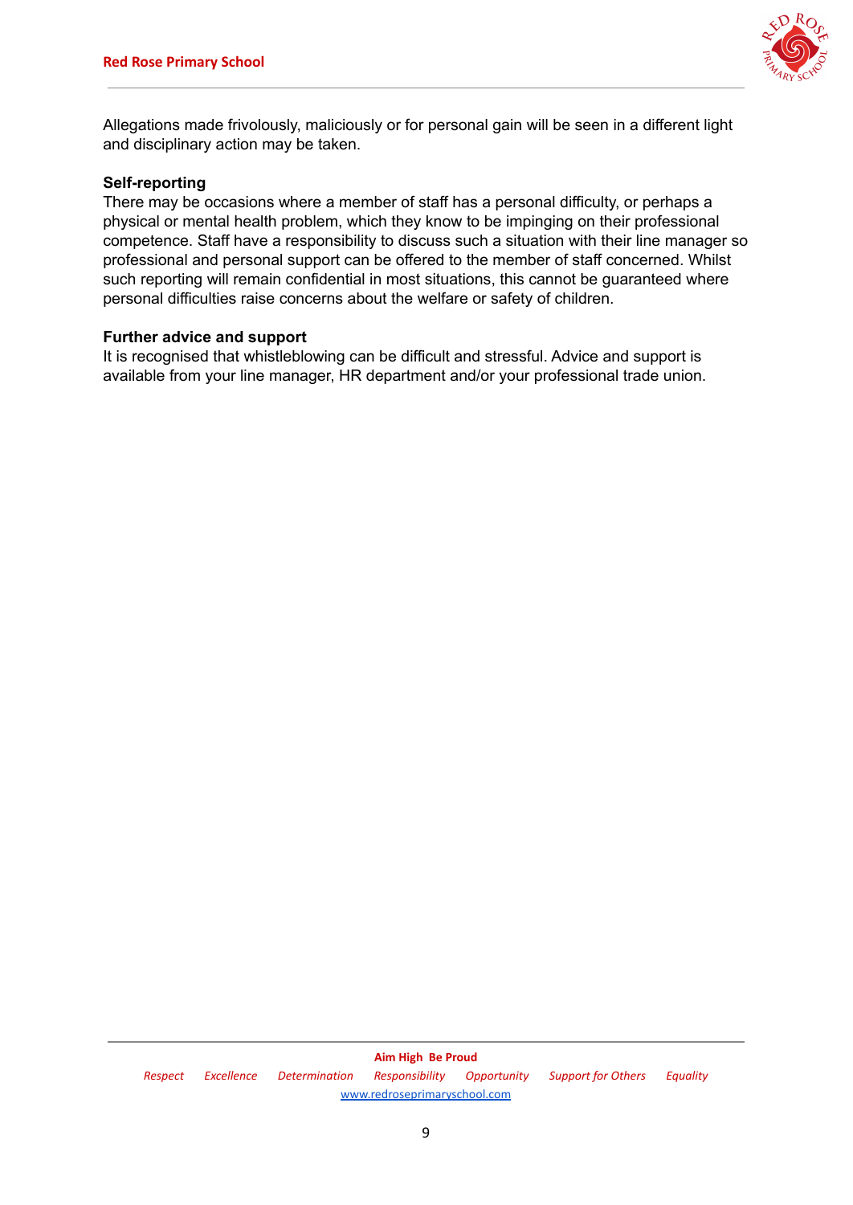Allegations made frivolously, maliciously or for personal gain will be seen in a different light and disciplinary action may be taken.

**Self-reporting**

There may be occasions where a member of staff has a personal difficulty, or perhaps a physical or mental health problem, which they know to be impinging on their professional competence. Staff have a responsibility to discuss such a situation with their line manager so professional and personal support can be offered to the member of staff concerned. Whilst such reporting will remain confidential in most situations, this cannot be guaranteed where personal difficulties raise concerns about the welfare or safety of children.

**Further advice and support**

It is recognised that whistleblowing can be difficult and stressful. Advice and support is available from your line manager, HR department and/or your professional trade union.